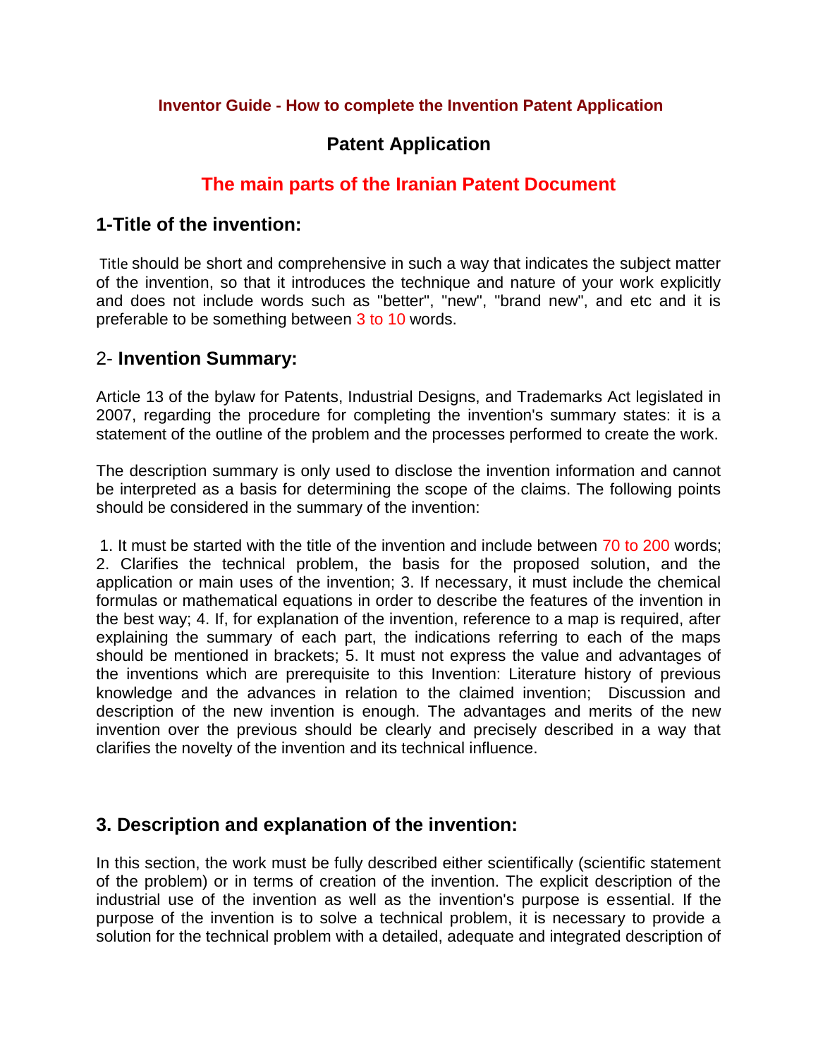**Inventor Guide - How to complete the Invention Patent Application**

## Patent Application

## The main parts of the Iranian Patent Document

## 1-Title of the invention:

Title should be short and comprehensive in such a way that indicates the subject matter of the invention, so that it introduces the technique and nature of your work explicitly and does not include words such as "better", "new", "brand new", and etc and it is preferable to be something between 3 to 10 words.

## 2- Invention Summary:

Article 13 of the bylaw for Patents, Industrial Designs, and Trademarks Act legislated in 2007, regarding the procedure for completing the invention's summary states: it is a statement of the outline of the problem and the processes performed to create the work.

The description summary is only used to disclose the invention information and cannot be interpreted as a basis for determining the scope of the claims. The following points should be considered in the summary of the invention:

1. It must be started with the title of the invention and include between 70 to 200 words; 2. Clarifies the technical problem, the basis for the proposed solution, and the application or main uses of the invention; 3. If necessary, it must include the chemical formulas or mathematical equations in order to describe the features of the invention in the best way; 4. If, for explanation of the invention, reference to a map is required, after explaining the summary of each part, the indications referring to each of the maps should be mentioned in brackets; 5. It must not express the value and advantages of the inventions which are prerequisite to this Invention: Literature history of previous knowledge and the advances in relation to the claimed invention; Discussion and description of the new invention is enough. The advantages and merits of the new invention over the previous should be clearly and precisely described in a way that clarifies the novelty of the invention and its technical influence.

## 3. Description and explanation of the invention:

In this section, the work must be fully described either scientifically (scientific statement of the problem) or in terms of creation of the invention. The explicit description of the industrial use of the invention as well as the invention's purpose is essential. If the purpose of the invention is to solve a technical problem, it is necessary to provide a solution for the technical problem with a detailed, adequate and integrated description of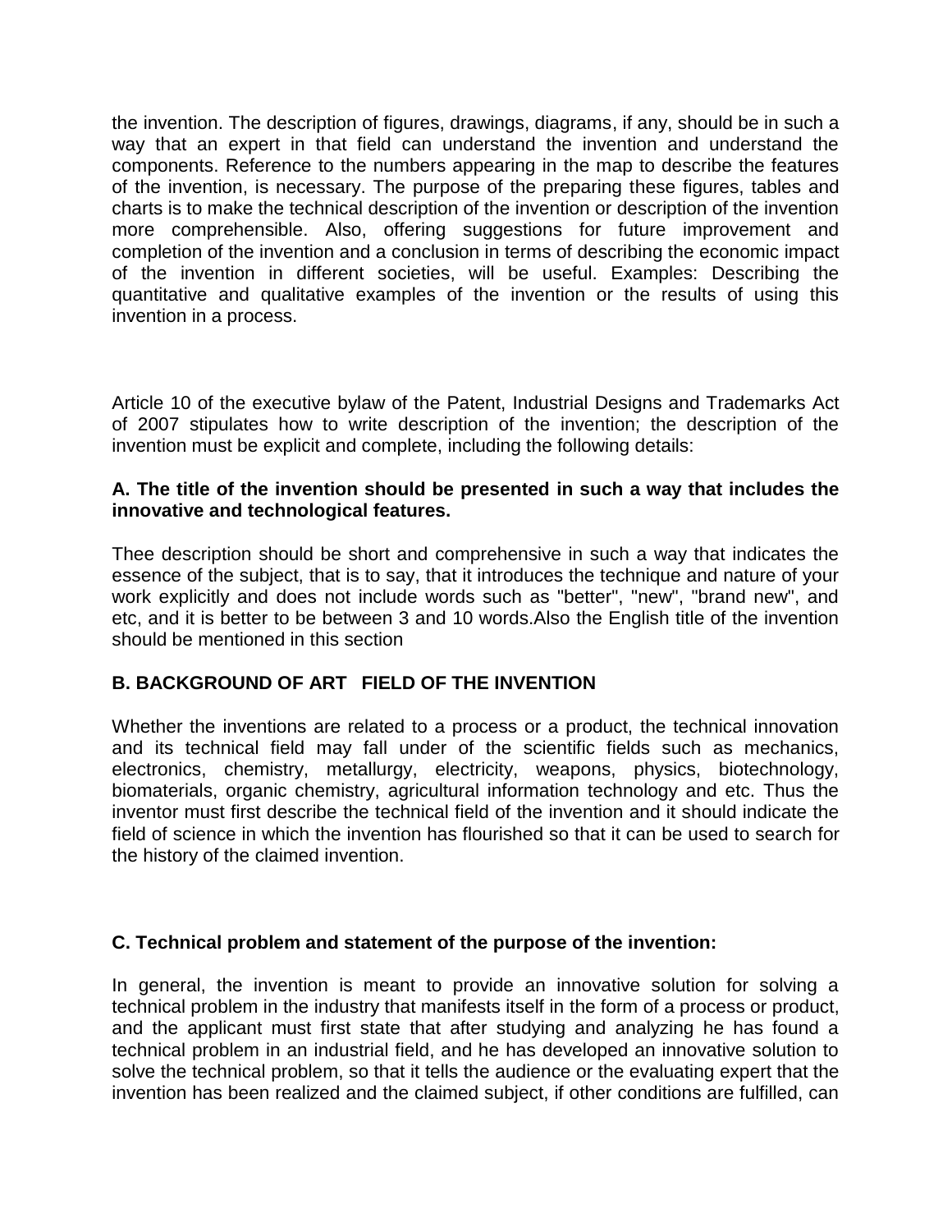the invention. The description of figures, drawings, diagrams, if any, should be in such a way that an expert in that field can understand the invention and understand the components. Reference to the numbers appearing in the map to describe the features of the invention, is necessary. The purpose of the preparing these figures, tables and charts is to make the technical description of the invention or description of the invention more comprehensible. Also, offering suggestions for future improvement and completion of the invention and a conclusion in terms of describing the economic impact of the invention in different societies, will be useful. Examples: Describing the quantitative and qualitative examples of the invention or the results of using this invention in a process.

Article 10 of the executive bylaw of the Patent, Industrial Designs and Trademarks Act of 2007 stipulates how to write description of the invention; the description of the invention must be explicit and complete, including the following details:

**A. The title of the invention should be presented in such a way that includes the innovative and technological features.**

Thee description should be short and comprehensive in such a way that indicates the essence of the subject, that is to say, that it introduces the technique and nature of your work explicitly and does not include words such as "better", "new", "brand new", and etc, and it is better to be between 3 and 10 words.Also the English title of the invention should be mentioned in this section

**B. BACKGROUND OF ART FIELD OF THE INVENTION**

Whether the inventions are related to a process or a product, the technical innovation and its technical field may fall under of the scientific fields such as mechanics, electronics, chemistry, metallurgy, electricity, weapons, physics, biotechnology, biomaterials, organic chemistry, agricultural information technology and etc. Thus the inventor must first describe the technical field of the invention and it should indicate the field of science in which the invention has flourished so that it can be used to search for the history of the claimed invention.

**C. Technical problem and statement of the purpose of the invention:**

In general, the invention is meant to provide an innovative solution for solving a technical problem in the industry that manifests itself in the form of a process or product, and the applicant must first state that after studying and analyzing he has found a technical problem in an industrial field, and he has developed an innovative solution to solve the technical problem, so that it tells the audience or the evaluating expert that the invention has been realized and the claimed subject, if other conditions are fulfilled, can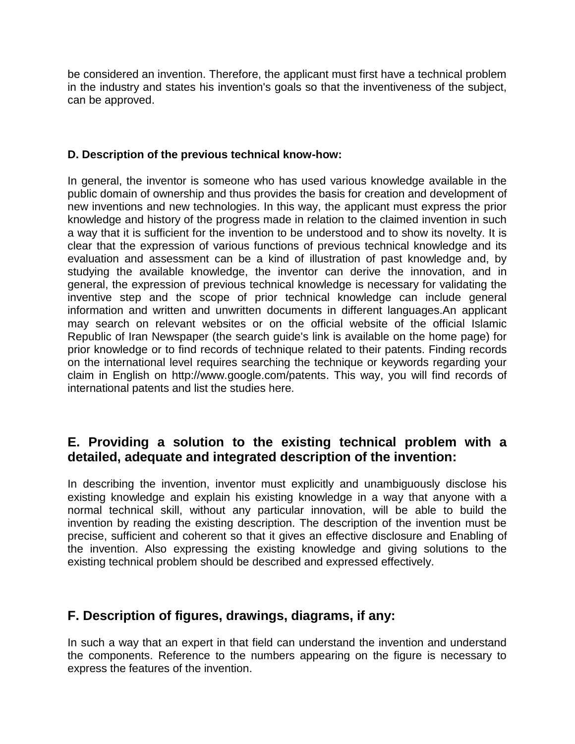be considered an invention. Therefore, the applicant must first have a technical problem in the industry and states his invention's goals so that the inventiveness of the subject, can be approved.

**D. Description of the previous technical know-how:**

In general, the inventor is someone who has used various knowledge available in the public domain of ownership and thus provides the basis for creation and development of new inventions and new technologies. In this way, the applicant must express the prior knowledge and history of the progress made in relation to the claimed invention in such a way that it is sufficient for the invention to be understood and to show its novelty. It is clear that the expression of various functions of previous technical knowledge and its evaluation and assessment can be a kind of illustration of past knowledge and, by studying the available knowledge, the inventor can derive the innovation, and in general, the expression of previous technical knowledge is necessary for validating the inventive step and the scope of prior technical knowledge can include general information and written and unwritten documents in different languages.An applicant may search on relevant websites or on the official website of the official Islamic Republic of Iran Newspaper (the search guide's link is available on the home page) for prior knowledge or to find records of technique related to their patents. Finding records on the international level requires searching the technique or keywords regarding your claim in English on http://www.google.com/patents. This way, you will find records of international patents and list the studies here.

## E. Providing a solution to the existing technical problem with a detailed, adequate and integrated description of the invention:

In describing the invention, inventor must explicitly and unambiguously disclose his existing knowledge and explain his existing knowledge in a way that anyone with a normal technical skill, without any particular innovation, will be able to build the invention by reading the existing description. The description of the invention must be precise, sufficient and coherent so that it gives an effective disclosure and Enabling of the invention. Also expressing the existing knowledge and giving solutions to the existing technical problem should be described and expressed effectively.

## F. Description of figures, drawings, diagrams, if any:

In such a way that an expert in that field can understand the invention and understand the components. Reference to the numbers appearing on the figure is necessary to express the features of the invention.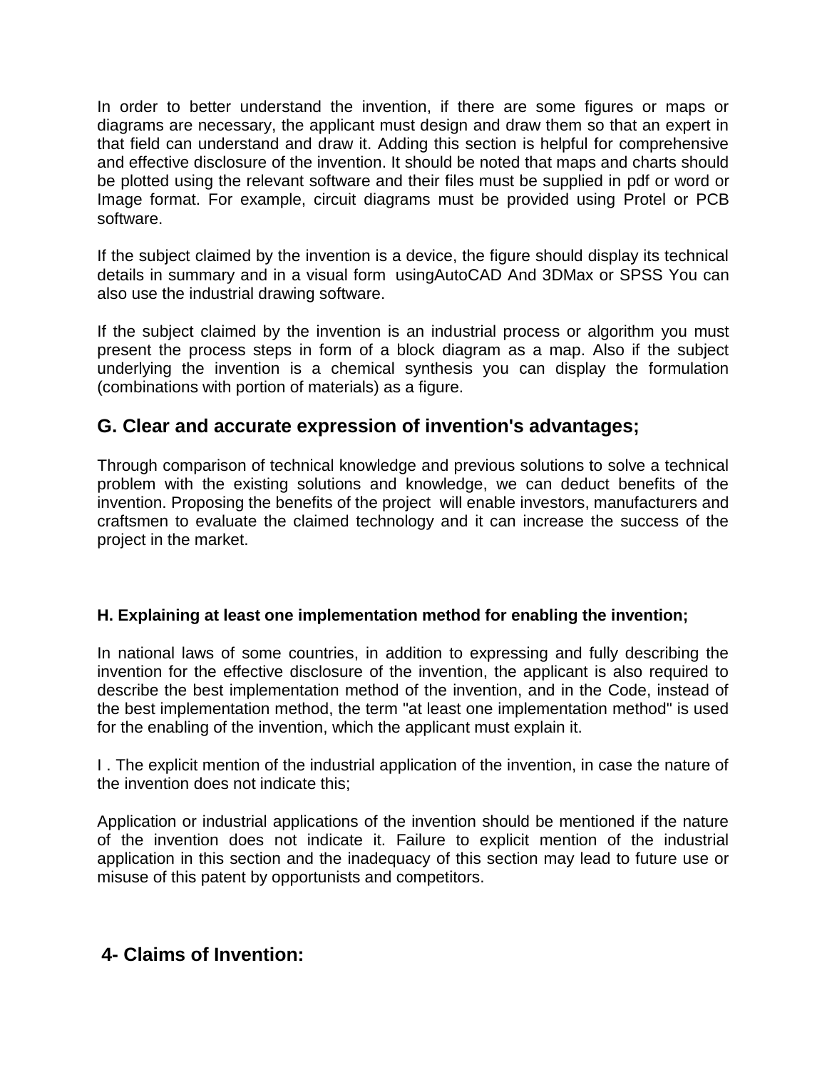In order to better understand the invention, if there are some figures or maps or diagrams are necessary, the applicant must design and draw them so that an expert in that field can understand and draw it. Adding this section is helpful for comprehensive and effective disclosure of the invention. It should be noted that maps and charts should be plotted using the relevant software and their files must be supplied in pdf or word or Image format. For example, circuit diagrams must be provided using Protel or PCB software.

If the subject claimed by the invention is a device, the figure should display its technical details in summary and in a visual form usingAutoCAD And 3DMax or SPSS You can also use the industrial drawing software.

If the subject claimed by the invention is an industrial process or algorithm you must present the process steps in form of a block diagram as a map. Also if the subject underlying the invention is a chemical synthesis you can display the formulation (combinations with portion of materials) as a figure.

## G. Clear and accurate expression of invention's advantages;

Through comparison of technical knowledge and previous solutions to solve a technical problem with the existing solutions and knowledge, we can deduct benefits of the invention. Proposing the benefits of the project will enable investors, manufacturers and craftsmen to evaluate the claimed technology and it can increase the success of the project in the market.

#### H. Explaining at least one implementation method for enabling the invention;

In national laws of some countries, in addition to expressing and fully describing the invention for the effective disclosure of the invention, the applicant is also required to describe the best implementation method of the invention, and in the Code, instead of the best implementation method, the term "at least one implementation method" is used for the enabling of the invention, which the applicant must explain it.

I . The explicit mention of the industrial application of the invention, in case the nature of the invention does not indicate this;

Application or industrial applications of the invention should be mentioned if the nature of the invention does not indicate it. Failure to explicit mention of the industrial application in this section and the inadequacy of this section may lead to future use or misuse of this patent by opportunists and competitors.

## 4- Claims of Invention: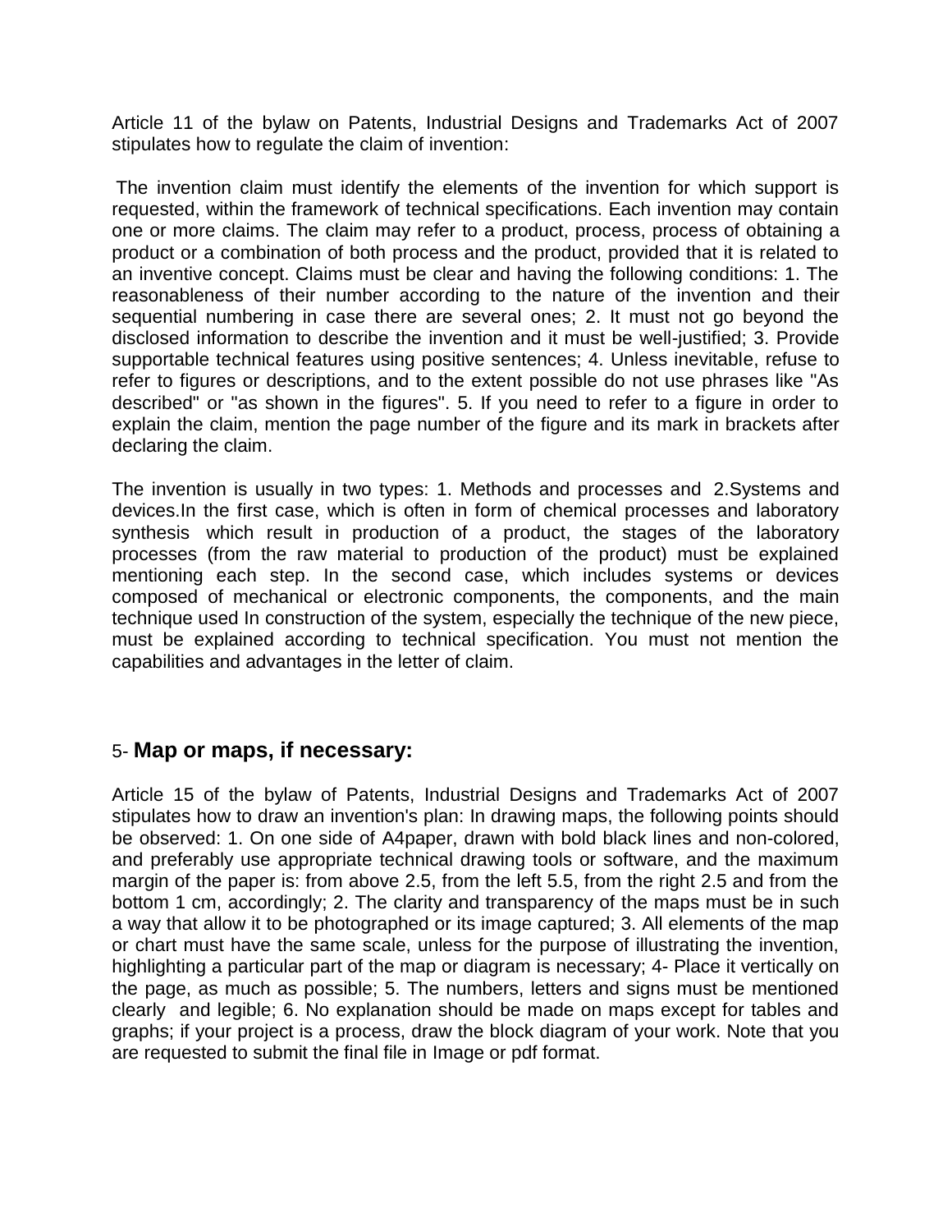Article 11 of the bylaw on Patents, Industrial Designs and Trademarks Act of 2007 stipulates how to regulate the claim of invention:

The invention claim must identify the elements of the invention for which support is requested, within the framework of technical specifications. Each invention may contain one or more claims. The claim may refer to a product, process, process of obtaining a product or a combination of both process and the product, provided that it is related to an inventive concept. Claims must be clear and having the following conditions: 1. The reasonableness of their number according to the nature of the invention and their sequential numbering in case there are several ones; 2. It must not go beyond the disclosed information to describe the invention and it must be well-justified; 3. Provide supportable technical features using positive sentences; 4. Unless inevitable, refuse to refer to figures or descriptions, and to the extent possible do not use phrases like "As described" or "as shown in the figures". 5. If you need to refer to a figure in order to explain the claim, mention the page number of the figure and its mark in brackets after declaring the claim.

The invention is usually in two types: 1. Methods and processes and 2.Systems and devices.In the first case, which is often in form of chemical processes and laboratory synthesis which result in production of a product, the stages of the laboratory processes (from the raw material to production of the product) must be explained mentioning each step. In the second case, which includes systems or devices composed of mechanical or electronic components, the components, and the main technique used In construction of the system, especially the technique of the new piece, must be explained according to technical specification. You must not mention the capabilities and advantages in the letter of claim.

## 5- **Map or maps, if necessary:**

Article 15 of the bylaw of Patents, Industrial Designs and Trademarks Act of 2007 stipulates how to draw an invention's plan: In drawing maps, the following points should be observed: 1. On one side of A4paper, drawn with bold black lines and non-colored, and preferably use appropriate technical drawing tools or software, and the maximum margin of the paper is: from above 2.5, from the left 5.5, from the right 2.5 and from the bottom 1 cm, accordingly; 2. The clarity and transparency of the maps must be in such a way that allow it to be photographed or its image captured; 3. All elements of the map or chart must have the same scale, unless for the purpose of illustrating the invention, highlighting a particular part of the map or diagram is necessary; 4- Place it vertically on the page, as much as possible; 5. The numbers, letters and signs must be mentioned clearly and legible; 6. No explanation should be made on maps except for tables and graphs; if your project is a process, draw the block diagram of your work. Note that you are requested to submit the final file in Image or pdf format.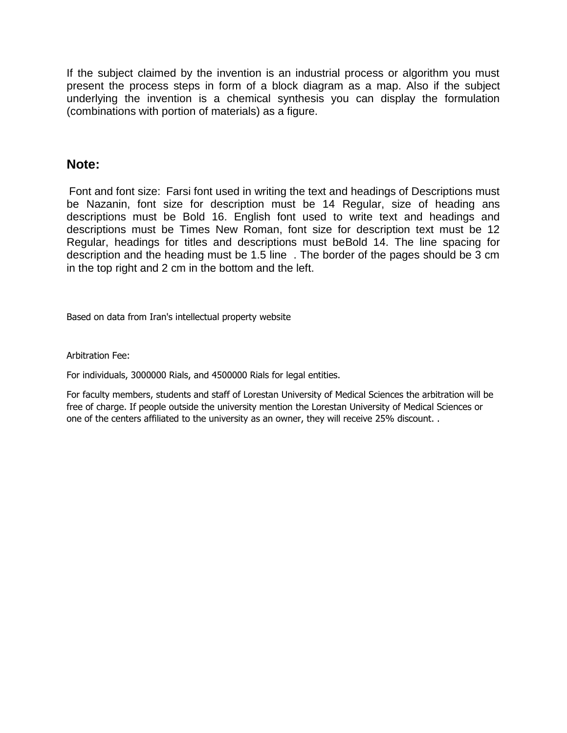If the subject claimed by the invention is an industrial process or algorithm you must present the process steps in form of a block diagram as a map. Also if the subject underlying the invention is a chemical synthesis you can display the formulation (combinations with portion of materials) as a figure.

## Note:

Font and font size: Farsi font used in writing the text and headings of Descriptions must be Nazanin, font size for description must be 14 Regular, size of heading ans descriptions must be Bold 16. English font used to write text and headings and descriptions must be Times New Roman, font size for description text must be 12 Regular, headings for titles and descriptions must beBold 14. The line spacing for description and the heading must be 1.5 line . The border of the pages should be 3 cm in the top right and 2 cm in the bottom and the left.

Based on data from Iran's intellectual property website

Arbitration Fee:

For individuals, 3000000 Rials, and 4500000 Rials for legal entities.

For faculty members, students and staff of Lorestan University of Medical Sciences the arbitration will be free of charge. If people outside the university mention the Lorestan University of Medical Sciences or one of the centers affiliated to the university as an owner, they will receive 25% discount. .